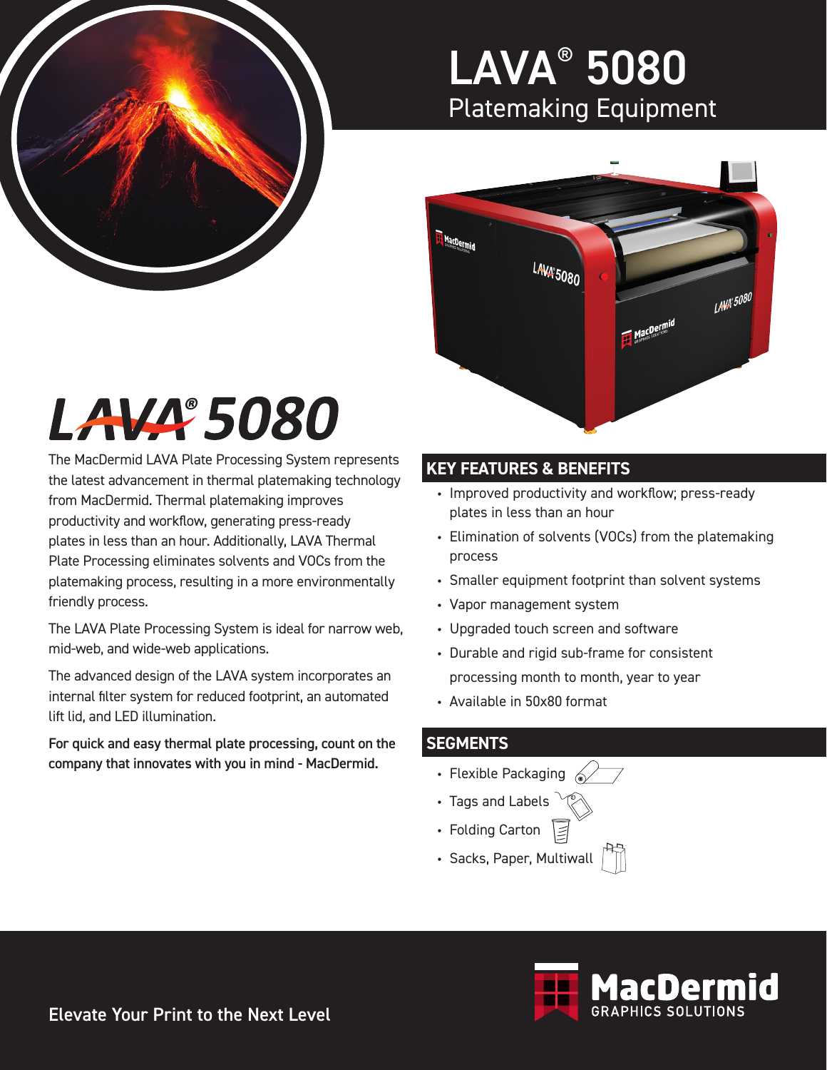# LAVA® 5080

## Platemaking Equipment

# LAVA® 5080

The MacDermid LAVA Plate Processing System represents the latest advancement in thermal platemaking technology from MacDermid. Thermal platemaking improves productivity and workflow, generating press-ready plates in less than an hour. Additionally, LAVA Thermal Plate Processing eliminates solvents and VOCs from the platemaking process, resulting in a more environmentally friendly process.

The LAVA Plate Processing System is ideal for narrow web, mid-web, and wide-web applications.

The advanced design of the LAVA system incorporates an internal filter system for reduced footprint, an automated lift lid, and LED illumination.

**For quick and easy thermal plate processing, count on the company that innovates with you in mind - MacDermid.**

## KEY FEATURES & BENEFITS

- Improved productivity and workflow; press-ready plates in less than an hour
- Elimination of solvents (VOCs) from the platemaking process
- Smaller equipment footprint than solvent systems
- Vapor management system
- Upgraded touch screen and software
- Durable and rigid sub-frame for consistent processing month to month, year to year
- Available in 50x80 format

## SEGMENTS

- Flexible Packaging
- Tags and Labels
- Folding Carton
- Sacks, Paper, Multiwall

Elevate Your Print to the Next Level

MacDermid GRAPHICS SOLUTIONS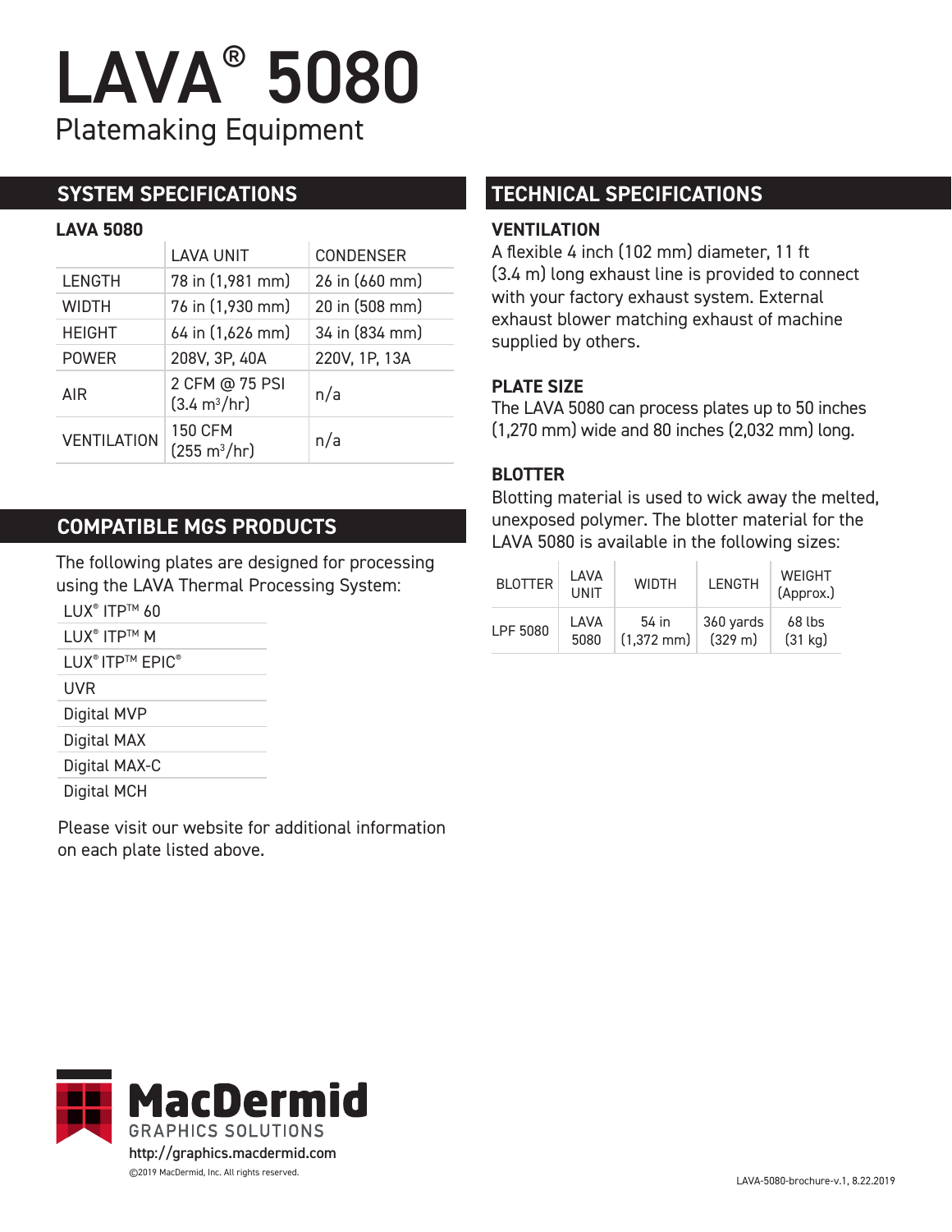# LAVA® 5080

Platemaking Equipment

## SYSTEM SPECIFICATIONS

### LAVA 5080

| | LAVA UNIT | CONDENSER |
|---|---|---|
| LENGTH | 78 in (1,981 mm) | 26 in (660 mm) |
| WIDTH | 76 in (1,930 mm) | 20 in (508 mm) |
| HEIGHT | 64 in (1,626 mm) | 34 in (834 mm) |
| POWER | 208V, 3P, 40A | 220V, 1P, 13A |
| AIR | 2 CFM @ 75 PSI (3.4 $m^3$/hr) | n/a |
| VENTILATION | 150 CFM (255 $m^3$/hr) | n/a |

## COMPATIBLE MGS PRODUCTS

The following plates are designed for processing using the LAVA Thermal Processing System:

- LUX® ITP™ 60
- LUX® ITP™ M
- LUX® ITP™ EPIC®
- UVR
- Digital MVP
- Digital MAX
- Digital MAX-C
- Digital MCH

Please visit our website for additional information on each plate listed above.

## TECHNICAL SPECIFICATIONS

### VENTILATION

A flexible 4 inch (102 mm) diameter, 11 ft (3.4 m) long exhaust line is provided to connect with your factory exhaust system. External exhaust blower matching exhaust of machine supplied by others.

### PLATE SIZE

The LAVA 5080 can process plates up to 50 inches (1,270 mm) wide and 80 inches (2,032 mm) long.

### BLOTTER

Blotting material is used to wick away the melted, unexposed polymer. The blotter material for the LAVA 5080 is available in the following sizes:

| BLOTTER | LAVA UNIT | WIDTH | LENGTH | WEIGHT (Approx.) |
|---|---|---|---|---|
| LPF 5080 | LAVA 5080 | 54 in (1,372 mm) | 360 yards (329 m) | 68 lbs (31 kg) |

MacDermid GRAPHICS SOLUTIONS

http://graphics.macdermid.com

©2019 MacDermid, Inc. All rights reserved.

LAVA-5080-brochure-v.1, 8.22.2019